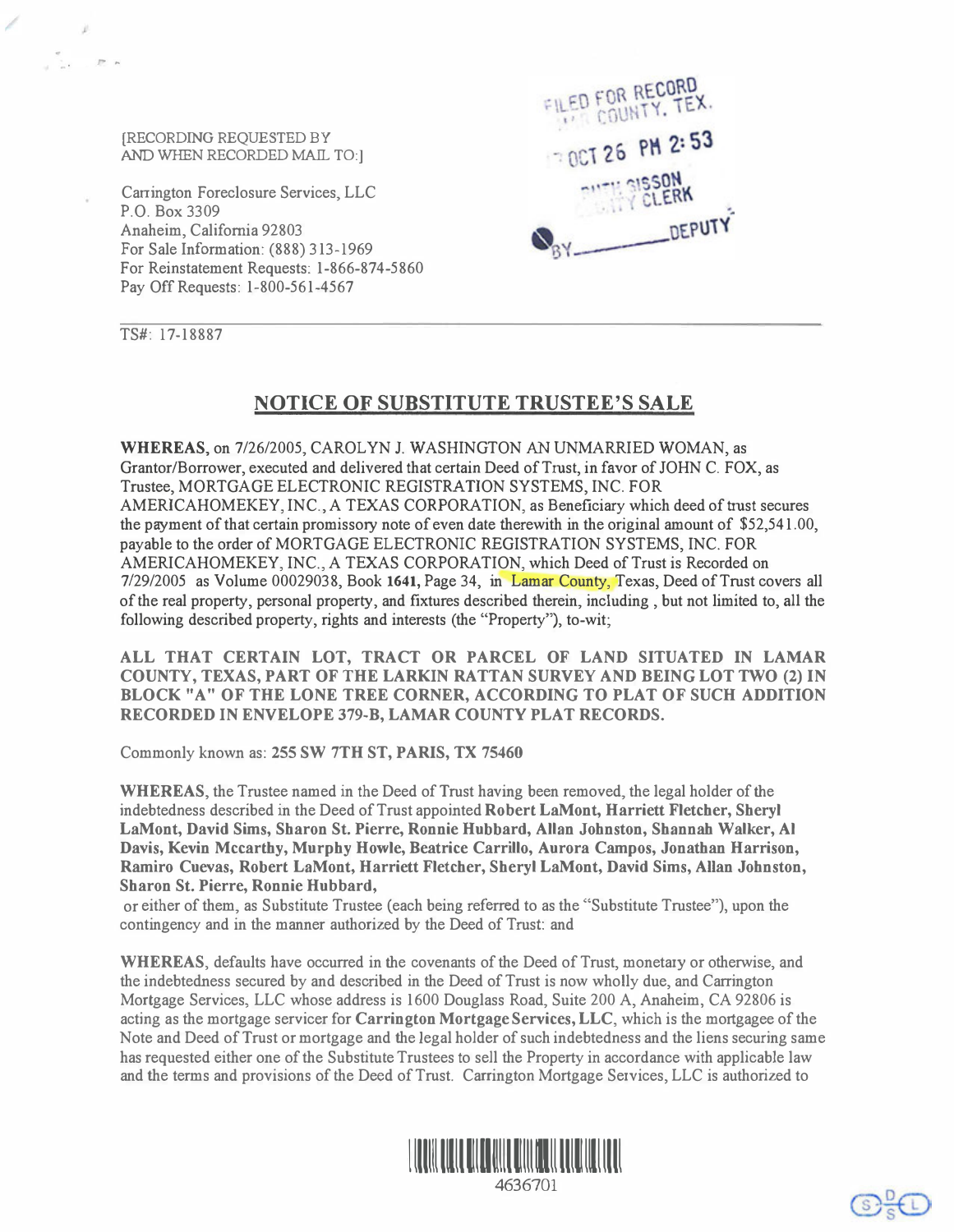[RECORDING REQUESTED BY
AND WHEN RECORDED MAIL TO:]

Carrington Foreclosure Services, LLC
P.O. Box 3309
Anaheim, California 92803
For Sale Information: (888) 313-1969
For Reinstatement Requests: 1-866-874-5860
Pay Off Requests: 1-800-561-4567

FILED FOR RECORD
COUNTY, TEX.
OCT 26 PM 2:53
RUTH SISSON
COUNTY CLERK
BY ______ DEPUTY

---

TS#: 17-18887

## NOTICE OF SUBSTITUTE TRUSTEE'S SALE

**WHEREAS**, on 7/26/2005, CAROLYN J. WASHINGTON AN UNMARRIED WOMAN, as Grantor/Borrower, executed and delivered that certain Deed of Trust, in favor of JOHN C. FOX, as Trustee, MORTGAGE ELECTRONIC REGISTRATION SYSTEMS, INC. FOR AMERICAHOMEKEY, INC., A TEXAS CORPORATION, as Beneficiary which deed of trust secures the payment of that certain promissory note of even date therewith in the original amount of $52,541.00, payable to the order of MORTGAGE ELECTRONIC REGISTRATION SYSTEMS, INC. FOR AMERICAHOMEKEY, INC., A TEXAS CORPORATION, which Deed of Trust is Recorded on 7/29/2005 as Volume 00029038, Book **1641**, Page 34, in Lamar County, Texas, Deed of Trust covers all of the real property, personal property, and fixtures described therein, including , but not limited to, all the following described property, rights and interests (the "Property"), to-wit;

**ALL THAT CERTAIN LOT, TRACT OR PARCEL OF LAND SITUATED IN LAMAR COUNTY, TEXAS, PART OF THE LARKIN RATTAN SURVEY AND BEING LOT TWO (2) IN BLOCK "A" OF THE LONE TREE CORNER, ACCORDING TO PLAT OF SUCH ADDITION RECORDED IN ENVELOPE 379-B, LAMAR COUNTY PLAT RECORDS.**

Commonly known as: **255 SW 7TH ST, PARIS, TX 75460**

**WHEREAS**, the Trustee named in the Deed of Trust having been removed, the legal holder of the indebtedness described in the Deed of Trust appointed **Robert LaMont, Harriett Fletcher, Sheryl LaMont, David Sims, Sharon St. Pierre, Ronnie Hubbard, Allan Johnston, Shannah Walker, Al Davis, Kevin Mccarthy, Murphy Howle, Beatrice Carrillo, Aurora Campos, Jonathan Harrison, Ramiro Cuevas, Robert LaMont, Harriett Fletcher, Sheryl LaMont, David Sims, Allan Johnston, Sharon St. Pierre, Ronnie Hubbard,**
or either of them, as Substitute Trustee (each being referred to as the "Substitute Trustee"), upon the contingency and in the manner authorized by the Deed of Trust: and

**WHEREAS**, defaults have occurred in the covenants of the Deed of Trust, monetary or otherwise, and the indebtedness secured by and described in the Deed of Trust is now wholly due, and Carrington Mortgage Services, LLC whose address is 1600 Douglass Road, Suite 200 A, Anaheim, CA 92806 is acting as the mortgage servicer for **Carrington Mortgage Services, LLC**, which is the mortgagee of the Note and Deed of Trust or mortgage and the legal holder of such indebtedness and the liens securing same has requested either one of the Substitute Trustees to sell the Property in accordance with applicable law and the terms and provisions of the Deed of Trust. Carrington Mortgage Services, LLC is authorized to

4636701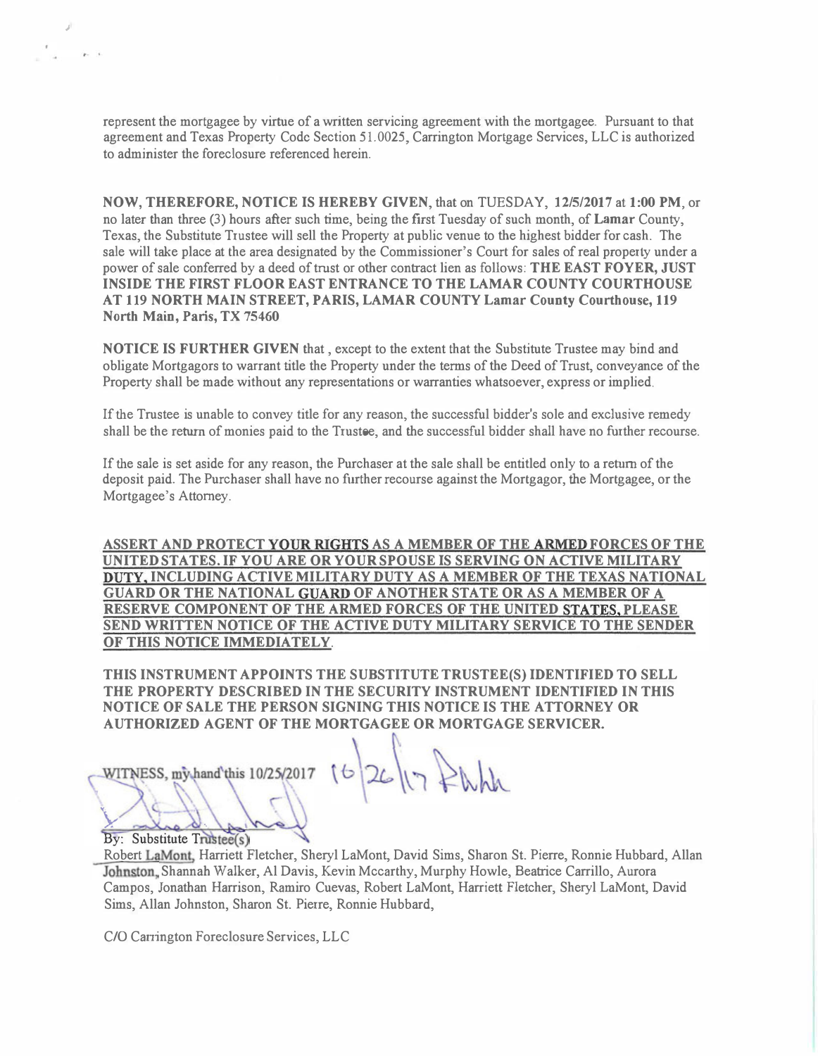represent the mortgagee by virtue of a written servicing agreement with the mortgagee. Pursuant to that agreement and Texas Property Code Section 51.0025, Carrington Mortgage Services, LLC is authorized to administer the foreclosure referenced herein.

**NOW, THEREFORE, NOTICE IS HEREBY GIVEN**, that on TUESDAY, **12/5/2017** at **1:00 PM**, or no later than three (3) hours after such time, being the first Tuesday of such month, of **Lamar** County, Texas, the Substitute Trustee will sell the Property at public venue to the highest bidder for cash. The sale will take place at the area designated by the Commissioner's Court for sales of real property under a power of sale conferred by a deed of trust or other contract lien as follows: **THE EAST FOYER, JUST INSIDE THE FIRST FLOOR EAST ENTRANCE TO THE LAMAR COUNTY COURTHOUSE AT 119 NORTH MAIN STREET, PARIS, LAMAR COUNTY Lamar County Courthouse, 119 North Main, Paris, TX 75460**

**NOTICE IS FURTHER GIVEN** that , except to the extent that the Substitute Trustee may bind and obligate Mortgagors to warrant title the Property under the terms of the Deed of Trust, conveyance of the Property shall be made without any representations or warranties whatsoever, express or implied.

If the Trustee is unable to convey title for any reason, the successful bidder's sole and exclusive remedy shall be the return of monies paid to the Trustee, and the successful bidder shall have no further recourse.

If the sale is set aside for any reason, the Purchaser at the sale shall be entitled only to a return of the deposit paid. The Purchaser shall have no further recourse against the Mortgagor, the Mortgagee, or the Mortgagee's Attorney.

**ASSERT AND PROTECT YOUR RIGHTS AS A MEMBER OF THE ARMED FORCES OF THE UNITED STATES. IF YOU ARE OR YOUR SPOUSE IS SERVING ON ACTIVE MILITARY DUTY, INCLUDING ACTIVE MILITARY DUTY AS A MEMBER OF THE TEXAS NATIONAL GUARD OR THE NATIONAL GUARD OF ANOTHER STATE OR AS A MEMBER OF A RESERVE COMPONENT OF THE ARMED FORCES OF THE UNITED STATES, PLEASE SEND WRITTEN NOTICE OF THE ACTIVE DUTY MILITARY SERVICE TO THE SENDER OF THIS NOTICE IMMEDIATELY.**

**THIS INSTRUMENT APPOINTS THE SUBSTITUTE TRUSTEE(S) IDENTIFIED TO SELL THE PROPERTY DESCRIBED IN THE SECURITY INSTRUMENT IDENTIFIED IN THIS NOTICE OF SALE THE PERSON SIGNING THIS NOTICE IS THE ATTORNEY OR AUTHORIZED AGENT OF THE MORTGAGEE OR MORTGAGE SERVICER.**

WITNESS, my hand this 10/25/2017 10/26/17 RLhh

By: Substitute Trustee(s)

Robert LaMont, Harriett Fletcher, Sheryl LaMont, David Sims, Sharon St. Pierre, Ronnie Hubbard, Allan Johnston, Shannah Walker, Al Davis, Kevin Mccarthy, Murphy Howle, Beatrice Carrillo, Aurora Campos, Jonathan Harrison, Ramiro Cuevas, Robert LaMont, Harriett Fletcher, Sheryl LaMont, David Sims, Allan Johnston, Sharon St. Pierre, Ronnie Hubbard,

C/O Carrington Foreclosure Services, LLC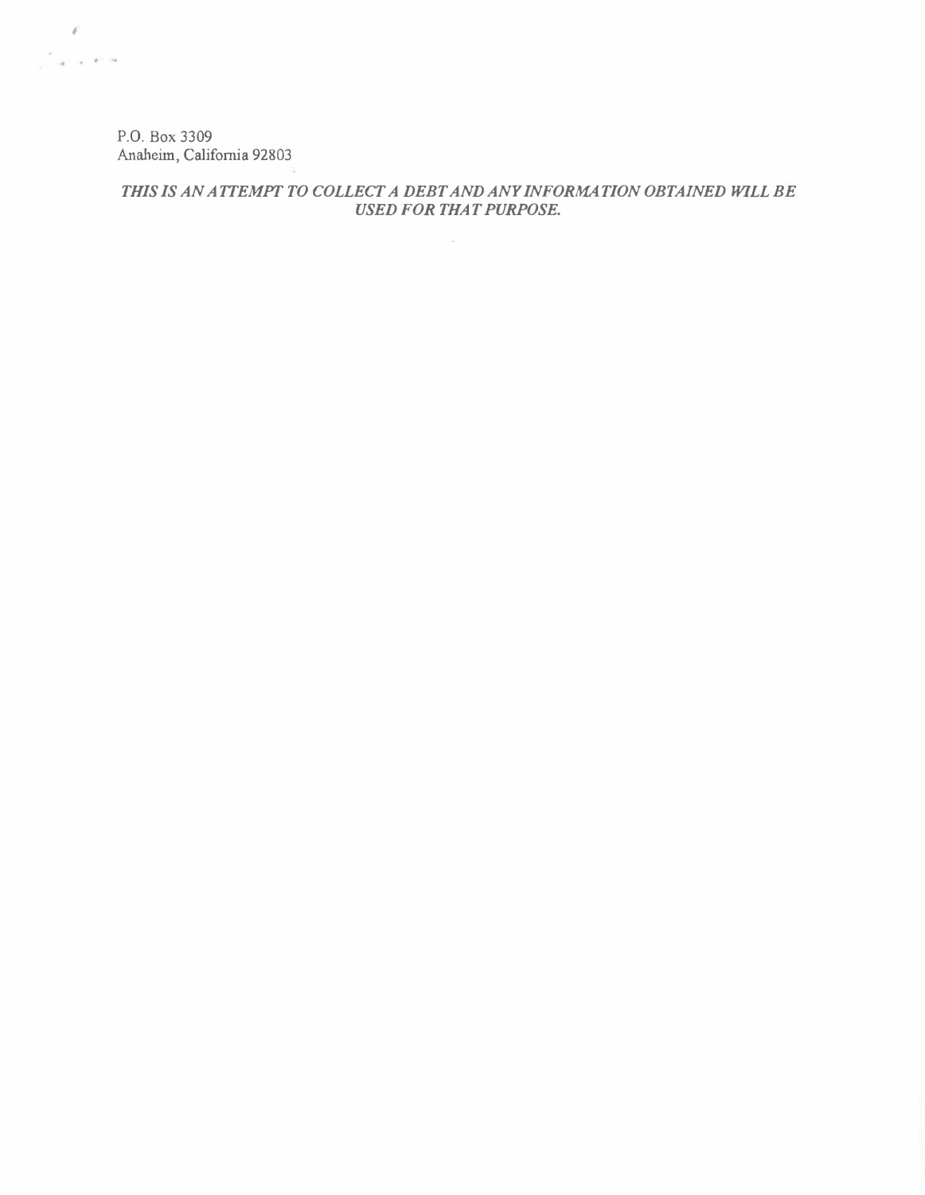P.O. Box 3309
Anaheim, California 92803

***THIS IS AN ATTEMPT TO COLLECT A DEBT AND ANY INFORMATION OBTAINED WILL BE USED FOR THAT PURPOSE.***